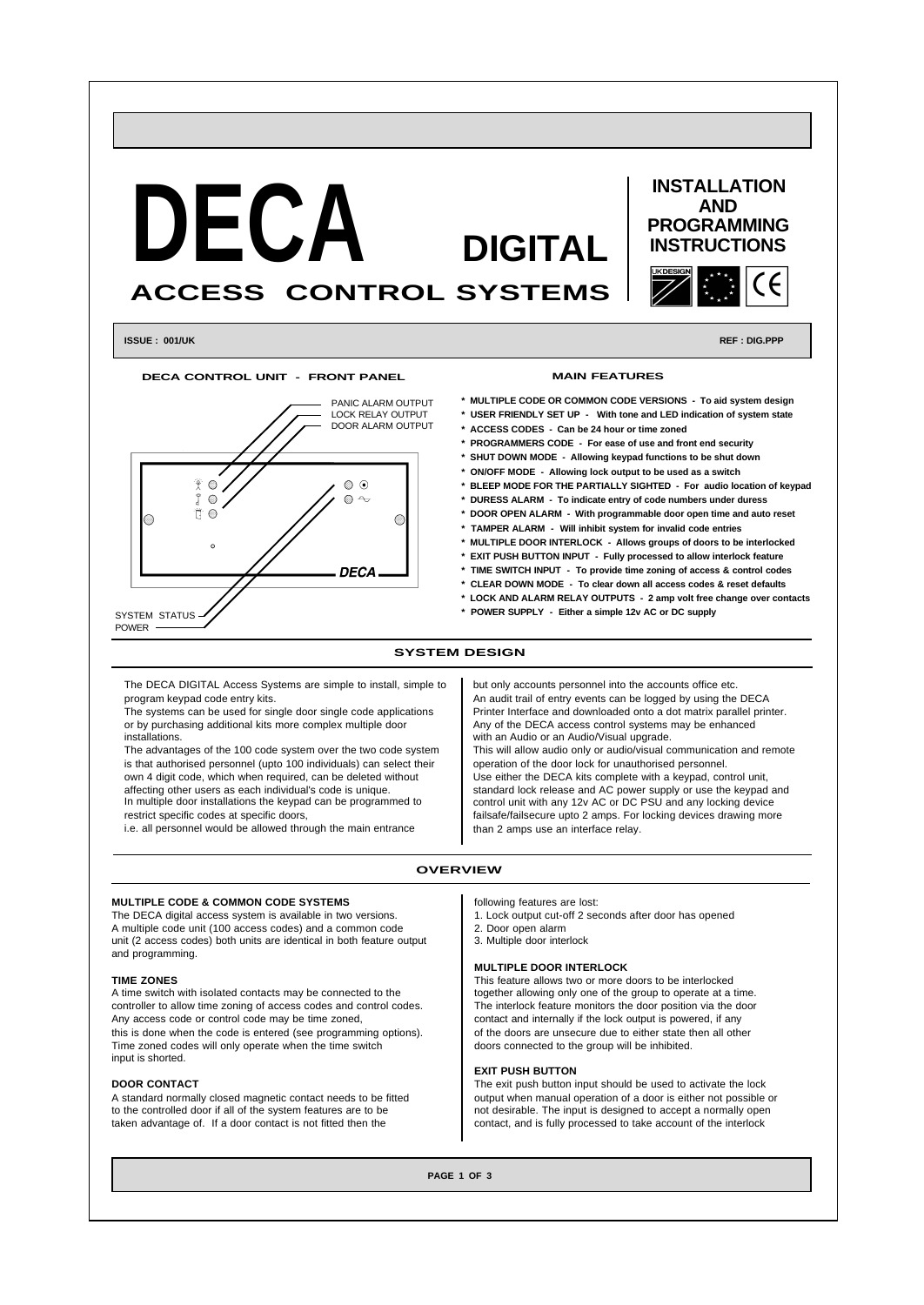# DECA DIGITAL

## ACCESS CONTROL SYSTEMS

**INSTALLATION AND PROGRAMMING INSTRUCTIONS**

**ISSUE : 001/UK** **REF : DIG.PPP**

### DECA CONTROL UNIT - FRONT PANEL

PANIC ALARM OUTPUT
LOCK RELAY OUTPUT
DOOR ALARM OUTPUT
SYSTEM STATUS
POWER

### MAIN FEATURES

* **MULTIPLE CODE OR COMMON CODE VERSIONS - To aid system design**
* **USER FRIENDLY SET UP - With tone and LED indication of system state**
* **ACCESS CODES - Can be 24 hour or time zoned**
* **PROGRAMMERS CODE - For ease of use and front end security**
* **SHUT DOWN MODE - Allowing keypad functions to be shut down**
* **ON/OFF MODE - Allowing lock output to be used as a switch**
* **BLEEP MODE FOR THE PARTIALLY SIGHTED - For audio location of keypad**
* **DURESS ALARM - To indicate entry of code numbers under duress**
* **DOOR OPEN ALARM - With programmable door open time and auto reset**
* **TAMPER ALARM - Will inhibit system for invalid code entries**
* **MULTIPLE DOOR INTERLOCK - Allows groups of doors to be interlocked**
* **EXIT PUSH BUTTON INPUT - Fully processed to allow interlock feature**
* **TIME SWITCH INPUT - To provide time zoning of access & control codes**
* **CLEAR DOWN MODE - To clear down all access codes & reset defaults**
* **LOCK AND ALARM RELAY OUTPUTS - 2 amp volt free change over contacts**
* **POWER SUPPLY - Either a simple 12v AC or DC supply**

## SYSTEM DESIGN

The DECA DIGITAL Access Systems are simple to install, simple to program keypad code entry kits.
The systems can be used for single door single code applications or by purchasing additional kits more complex multiple door installations.
The advantages of the 100 code system over the two code system is that authorised personnel (upto 100 individuals) can select their own 4 digit code, which when required, can be deleted without affecting other users as each individual's code is unique.
In multiple door installations the keypad can be programmed to restrict specific codes at specific doors,
i.e. all personnel would be allowed through the main entrance but only accounts personnel into the accounts office etc.
An audit trail of entry events can be logged by using the DECA Printer Interface and downloaded onto a dot matrix parallel printer.
Any of the DECA access control systems may be enhanced with an Audio or an Audio/Visual upgrade.
This will allow audio only or audio/visual communication and remote operation of the door lock for unauthorised personnel.
Use either the DECA kits complete with a keypad, control unit, standard lock release and AC power supply or use the keypad and control unit with any 12v AC or DC PSU and any locking device failsafe/failsecure upto 2 amps. For locking devices drawing more than 2 amps use an interface relay.

## OVERVIEW

**MULTIPLE CODE & COMMON CODE SYSTEMS**
The DECA digital access system is available in two versions. A multiple code unit (100 access codes) and a common code unit (2 access codes) both units are identical in both feature output and programming.

**TIME ZONES**
A time switch with isolated contacts may be connected to the controller to allow time zoning of access codes and control codes. Any access code or control code may be time zoned, this is done when the code is entered (see programming options). Time zoned codes will only operate when the time switch input is shorted.

**DOOR CONTACT**
A standard normally closed magnetic contact needs to be fitted to the controlled door if all of the system features are to be taken advantage of. If a door contact is not fitted then the following features are lost:

1. Lock output cut-off 2 seconds after door has opened
2. Door open alarm
3. Multiple door interlock

**MULTIPLE DOOR INTERLOCK**
This feature allows two or more doors to be interlocked together allowing only one of the group to operate at a time. The interlock feature monitors the door position via the door contact and internally if the lock output is powered, if any of the doors are unsecure due to either state then all other doors connected to the group will be inhibited.

**EXIT PUSH BUTTON**
The exit push button input should be used to activate the lock output when manual operation of a door is either not possible or not desirable. The input is designed to accept a normally open contact, and is fully processed to take account of the interlock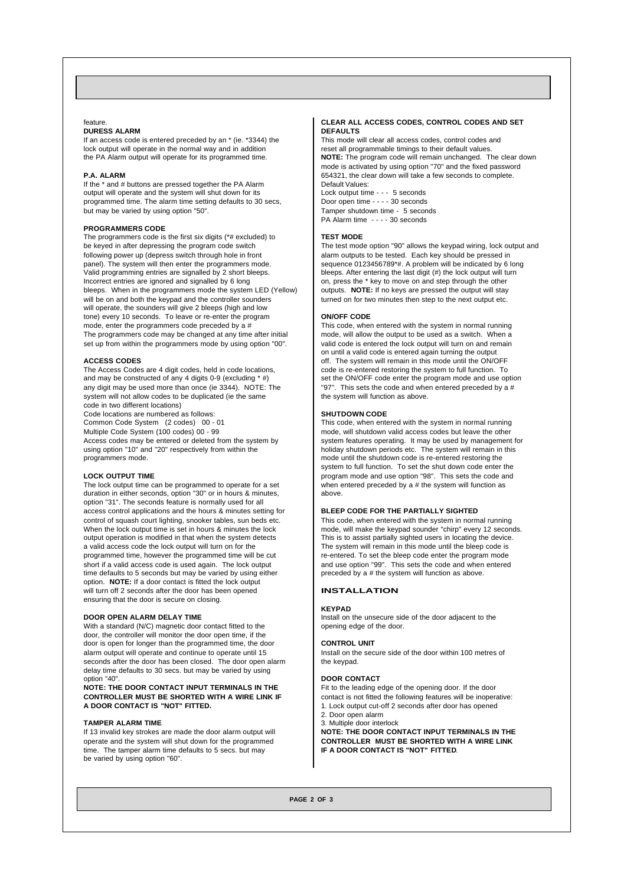feature.

**DURESS ALARM**

If an access code is entered preceded by an * (ie. *3344) the lock output will operate in the normal way and in addition the PA Alarm output will operate for its programmed time.

**P.A. ALARM**

If the * and # buttons are pressed together the PA Alarm output will operate and the system will shut down for its programmed time. The alarm time setting defaults to 30 secs, but may be varied by using option "50".

**PROGRAMMERS CODE**

The programmers code is the first six digits (*# excluded) to be keyed in after depressing the program code switch following power up (depress switch through hole in front panel). The system will then enter the programmers mode. Valid programming entries are signalled by 2 short bleeps. Incorrect entries are ignored and signalled by 6 long bleeps. When in the programmers mode the system LED (Yellow) will be on and both the keypad and the controller sounders will operate, the sounders will give 2 bleeps (high and low tone) every 10 seconds. To leave or re-enter the program mode, enter the programmers code preceded by a #
The programmers code may be changed at any time after initial set up from within the programmers mode by using option "00".

**ACCESS CODES**

The Access Codes are 4 digit codes, held in code locations, and may be constructed of any 4 digits 0-9 (excluding * #) any digit may be used more than once (ie 3344). NOTE: The system will not allow codes to be duplicated (ie the same code in two different locations)

Code locations are numbered as follows:
Common Code System (2 codes) 00 - 01
Multiple Code System (100 codes) 00 - 99

Access codes may be entered or deleted from the system by using option "10" and "20" respectively from within the programmers mode.

**LOCK OUTPUT TIME**

The lock output time can be programmed to operate for a set duration in either seconds, option "30" or in hours & minutes, option "31". The seconds feature is normally used for all access control applications and the hours & minutes setting for control of squash court lighting, snooker tables, sun beds etc. When the lock output time is set in hours & minutes the lock output operation is modified in that when the system detects a valid access code the lock output will turn on for the programmed time, however the programmed time will be cut short if a valid access code is used again. The lock output time defaults to 5 seconds but may be varied by using either option. **NOTE:** If a door contact is fitted the lock output will turn off 2 seconds after the door has been opened ensuring that the door is secure on closing.

**DOOR OPEN ALARM DELAY TIME**

With a standard (N/C) magnetic door contact fitted to the door, the controller will monitor the door open time, if the door is open for longer than the programmed time, the door alarm output will operate and continue to operate until 15 seconds after the door has been closed. The door open alarm delay time defaults to 30 secs. but may be varied by using option "40".

**NOTE: THE DOOR CONTACT INPUT TERMINALS IN THE CONTROLLER MUST BE SHORTED WITH A WIRE LINK IF A DOOR CONTACT IS "NOT" FITTED.**

**TAMPER ALARM TIME**

If 13 invalid key strokes are made the door alarm output will operate and the system will shut down for the programmed time. The tamper alarm time defaults to 5 secs. but may be varied by using option "60".

**CLEAR ALL ACCESS CODES, CONTROL CODES AND SET DEFAULTS**

This mode will clear all access codes, control codes and reset all programmable timings to their default values.
**NOTE:** The program code will remain unchanged. The clear down mode is activated by using option "70" and the fixed password 654321, the clear down will take a few seconds to complete.

Default Values:
Lock output time - - - 5 seconds
Door open time - - - - 30 seconds
Tamper shutdown time - 5 seconds
PA Alarm time - - - - 30 seconds

**TEST MODE**

The test mode option "90" allows the keypad wiring, lock output and alarm outputs to be tested. Each key should be pressed in sequence 0123456789*#. A problem will be indicated by 6 long bleeps. After entering the last digit (#) the lock output will turn on, press the * key to move on and step through the other outputs. **NOTE:** If no keys are pressed the output will stay turned on for two minutes then step to the next output etc.

**ON/OFF CODE**

This code, when entered with the system in normal running mode, will allow the output to be used as a switch. When a valid code is entered the lock output will turn on and remain on until a valid code is entered again turning the output off. The system will remain in this mode until the ON/OFF code is re-entered restoring the system to full function. To set the ON/OFF code enter the program mode and use option "97". This sets the code and when entered preceded by a # the system will function as above.

**SHUTDOWN CODE**

This code, when entered with the system in normal running mode, will shutdown valid access codes but leave the other system features operating. It may be used by management for holiday shutdown periods etc. The system will remain in this mode until the shutdown code is re-entered restoring the system to full function. To set the shut down code enter the program mode and use option "98". This sets the code and when entered preceded by a # the system will function as above.

**BLEEP CODE FOR THE PARTIALLY SIGHTED**

This code, when entered with the system in normal running mode, will make the keypad sounder "chirp" every 12 seconds. This is to assist partially sighted users in locating the device. The system will remain in this mode until the bleep code is re-entered. To set the bleep code enter the program mode and use option "99". This sets the code and when entered preceded by a # the system will function as above.

## INSTALLATION

**KEYPAD**

Install on the unsecure side of the door adjacent to the opening edge of the door.

**CONTROL UNIT**

Install on the secure side of the door within 100 metres of the keypad.

**DOOR CONTACT**

Fit to the leading edge of the opening door. If the door contact is not fitted the following features will be inoperative:

1. Lock output cut-off 2 seconds after door has opened
2. Door open alarm
3. Multiple door interlock

**NOTE: THE DOOR CONTACT INPUT TERMINALS IN THE CONTROLLER MUST BE SHORTED WITH A WIRE LINK IF A DOOR CONTACT IS "NOT" FITTED**.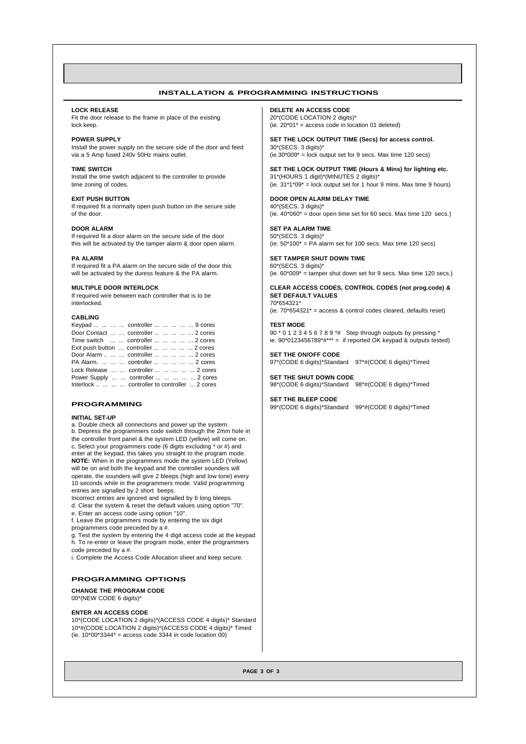## INSTALLATION & PROGRAMMING INSTRUCTIONS

**LOCK RELEASE**
Fit the door release to the frame in place of the existing lock keep.

**POWER SUPPLY**
Install the power supply on the secure side of the door and feed via a 5 Amp fused 240v 50Hz mains outlet.

**TIME SWITCH**
Install the time switch adjacent to the controller to provide time zoning of codes.

**EXIT PUSH BUTTON**
If required fit a normally open push button on the secure side of the door.

**DOOR ALARM**
If required fit a door alarm on the secure side of the door this will be activated by the tamper alarm & door open alarm.

**PA ALARM**
If required fit a PA alarm on the secure side of the door this will be activated by the duress feature & the PA alarm.

**MULTIPLE DOOR INTERLOCK**
If required wire between each controller that is to be interlocked.

**CABLING**

Keypad ... ... ... ... controller ... ... ... ... ... 9 cores
Door Contact ... ... controller ... ... ... ... ... 2 cores
Time switch ... ... controller ... ... ... ... ... 2 cores
Exit push button ... controller ... ... ... ... ... 2 cores
Door Alarm .. ... ... controller ... ... ... ... ... 2 cores
PA Alarm. ... ... ... controller ... ... ... ... ... 2 cores
Lock Release ... ... controller ... ... ... ... ... 2 cores
Power Supply ... ... controller ... ... ... ... ... 2 cores
Interlock .. ... ... ... controller to controller ... 2 cores

## PROGRAMMING

**INITIAL SET-UP**

a. Double check all connections and power up the system.
b. Depress the programmers code switch through the 2mm hole in the controller front panel & the system LED (yellow) will come on.
c. Select your programmers code (6 digits excluding * or #) and enter at the keypad, this takes you straight to the program mode.
**NOTE:** When in the programmers mode the system LED (Yellow) will be on and both the keypad and the controller sounders will operate, the sounders will give 2 bleeps (high and low tone) every 10 seconds while in the programmers mode. Valid programming entries are signalled by 2 short beeps.
Incorrect entries are ignored and signalled by 6 long bleeps.
d. Clear the system & reset the default values using option "70".
e. Enter an access code using option "10".
f. Leave the programmers mode by entering the six digit programmers code preceded by a #.
g. Test the system by entering the 4 digit access code at the keypad
h. To re-enter or leave the program mode, enter the programmers code preceded by a #.
i. Complete the Access Code Allocation sheet and keep secure.

## PROGRAMMING OPTIONS

**CHANGE THE PROGRAM CODE**
00*(NEW CODE 6 digits)*

**ENTER AN ACCESS CODE**
10*(CODE LOCATION 2 digits)*(ACCESS CODE 4 digits)* Standard
10*#(CODE LOCATION 2 digits)*(ACCESS CODE 4 digits)* Timed
(ie. 10*00*3344* = access code 3344 in code location 00)

**DELETE AN ACCESS CODE**
20*(CODE LOCATION 2 digits)*
(ie. 20*01* = access code in location 01 deleted)

**SET THE LOCK OUTPUT TIME (Secs) for access control.**
30*(SECS. 3 digits)*
(ie.30*009* = lock output set for 9 secs. Max time 120 secs)

**SET THE LOCK OUTPUT TIME (Hours & Mins) for lighting etc.**
31*(HOURS 1 digit)*(MINUTES 2 digits)*
(ie. 31*1*09* = lock output set for 1 hour 9 mins. Max time 9 hours)

**DOOR OPEN ALARM DELAY TIME**
40*(SECS. 3 digits)*
(ie. 40*060* = door open time set for 60 secs. Max time 120 secs.)

**SET PA ALARM TIME**
50*(SECS. 3 digits)*
(ie. 50*100* = PA alarm set for 100 secs. Max time 120 secs)

**SET TAMPER SHUT DOWN TIME**
60*(SECS. 3 digits)*
(ie. 60*009* = tamper shut down set for 9 secs. Max time 120 secs.)

**CLEAR ACCESS CODES, CONTROL CODES (not prog.code) & SET DEFAULT VALUES**
70*654321*
(ie. 70*654321* = access & control codes cleared, defaults reset)

**TEST MODE**
90 * 0 1 2 3 4 5 6 7 8 9 *# Step through outputs by pressing *
ie. 90*0123456789*#*** = if reported OK keypad & outputs tested)

**SET THE ON/OFF CODE**
97*(CODE 6 digits)*Standard 97*#(CODE 6 digits)*Timed

**SET THE SHUT DOWN CODE**
98*(CODE 6 digits)*Standard 98*#(CODE 6 digits)*Timed

**SET THE BLEEP CODE**
99*(CODE 6 digits)*Standard 99*#(CODE 6 digits)*Timed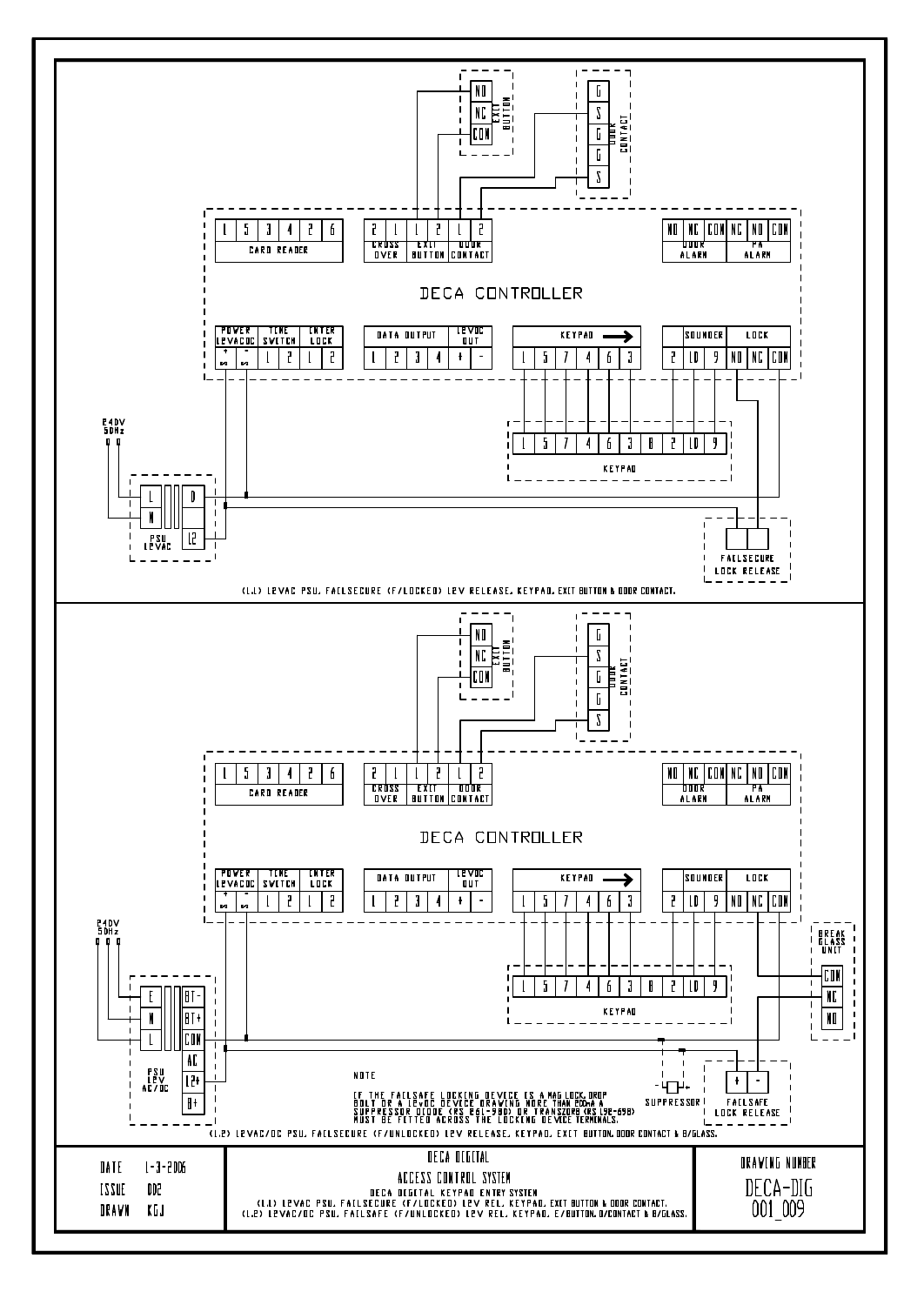## (1.1) 12VAC PSU, FAILSECURE (F/LOCKED) 12V RELEASE, KEYPAD, EXIT BUTTON & DOOR CONTACT.

**DECA CONTROLLER**

- CARD READER: 1 5 3 4 2 6
- CROSS OVER: 2 1
- EXIT BUTTON: 1 2
- DOOR CONTACT: 1 2
- DOOR ALARM: NO NC COM
- PA ALARM: NC NO COM
- POWER 12VAC/DC: + ~ / − ~
- TIME SWITCH: 1 2
- INTER LOCK: 1 2
- DATA OUTPUT: 1 2 3 4
- 12VDC OUT: + −
- KEYPAD →: 1 5 7 4 6 3
- SOUNDER: 2 10 9
- LOCK: NO NC COM

EXIT BUTTON: NO, NC, COM

DOOR CONTACT: G, S, G, G, S

KEYPAD: 1 5 7 4 6 3 8 2 10 9

240V 50Hz

PSU 12VAC: L, N, 0, 12

FAILSECURE LOCK RELEASE

## (1.2) 12VAC/DC PSU, FAILSECURE (F/UNLOCKED) 12V RELEASE, KEYPAD, EXIT BUTTON, DOOR CONTACT & B/GLASS.

**DECA CONTROLLER**

240V 50Hz

PSU 12V AC/DC: E, N, L, BT−, BT+, COM, AC, 12+, 0+

BREAK GLASS UNIT: COM, NC, NO

SUPPRESSOR

FAILSAFE LOCK RELEASE: +, −

NOTE

IF THE FAILSAFE LOCKING DEVICE IS A MAG LOCK, DROP BOLT OR A 12vDC DEVICE DRAWING MORE THAN 200mA A SUPPRESSOR DIODE (RS 261-980) OR TRANSZORB (RS 190-698) MUST BE FITTED ACROSS THE LOCKING DEVICE TERMINALS.

---

| DATE | 1-3-2006 |
|---|---|
| ISSUE | 002 |
| DRAWN | KGJ |

**DECA DIGITAL**

**ACCESS CONTROL SYSTEM**

DECA DIGITAL KEYPAD ENTRY SYSTEM
(1.1) 12VAC PSU, FAILSECURE (F/LOCKED) 12V REL, KEYPAD, EXIT BUTTON & DOOR CONTACT.
(1.2) 12VAC/DC PSU, FAILSAFE (F/UNLOCKED) 12V REL, KEYPAD, E/BUTTON, D/CONTACT & B/GLASS.

DRAWING NUMBER: DECA-DIG 001_009